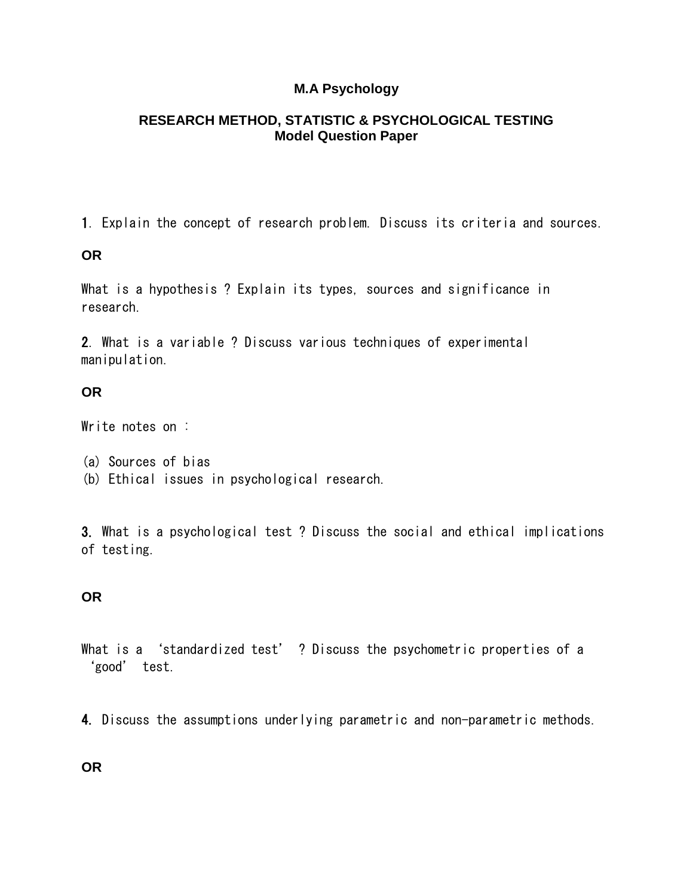# M.A Psychology

## RESEARCH METHOD, STATISTIC & PSYCHOLOGICAL TESTING
## Model Question Paper

**1**. Explain the concept of research problem. Discuss its criteria and sources.

**OR**

What is a hypothesis ? Explain its types, sources and significance in research.

**2**. What is a variable ? Discuss various techniques of experimental manipulation.

**OR**

Write notes on :

(a) Sources of bias
(b) Ethical issues in psychological research.

**3.** What is a psychological test ? Discuss the social and ethical implications of testing.

**OR**

What is a 'standardized test' ? Discuss the psychometric properties of a 'good' test.

**4.** Discuss the assumptions underlying parametric and non-parametric methods.

**OR**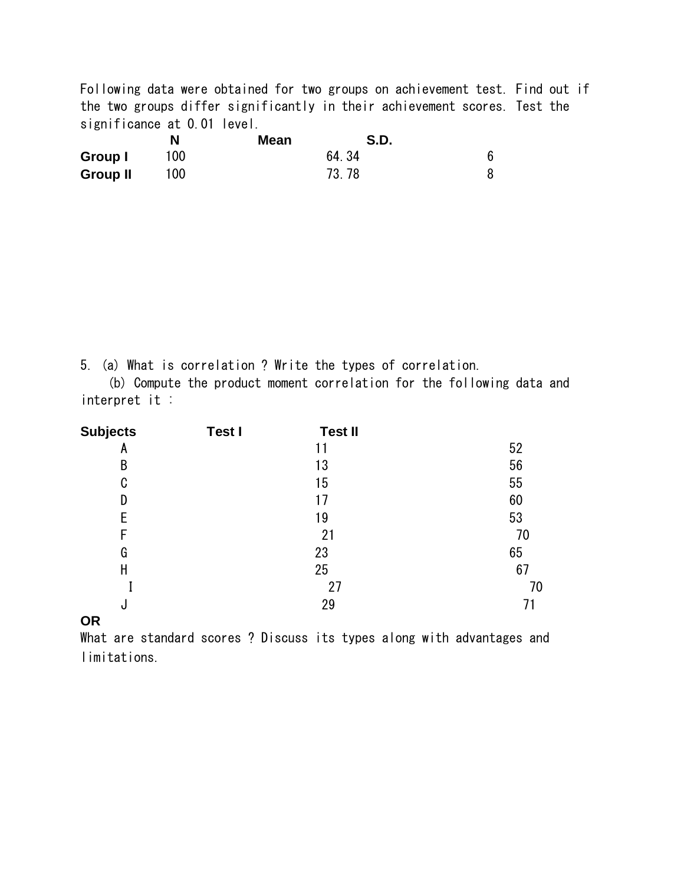Following data were obtained for two groups on achievement test. Find out if the two groups differ significantly in their achievement scores. Test the significance at 0.01 level.

| | N | Mean | S.D. |
|---|---|---|---|
| **Group I** | 100 | 64.34 | 6 |
| **Group II** | 100 | 73.78 | 8 |

5. (a) What is correlation ? Write the types of correlation.

   (b) Compute the product moment correlation for the following data and interpret it :

| Subjects | Test I | Test II |
|---|---|---|
| A | 11 | 52 |
| B | 13 | 56 |
| C | 15 | 55 |
| D | 17 | 60 |
| E | 19 | 53 |
| F | 21 | 70 |
| G | 23 | 65 |
| H | 25 | 67 |
| I | 27 | 70 |
| J | 29 | 71 |

**OR**

What are standard scores ? Discuss its types along with advantages and limitations.